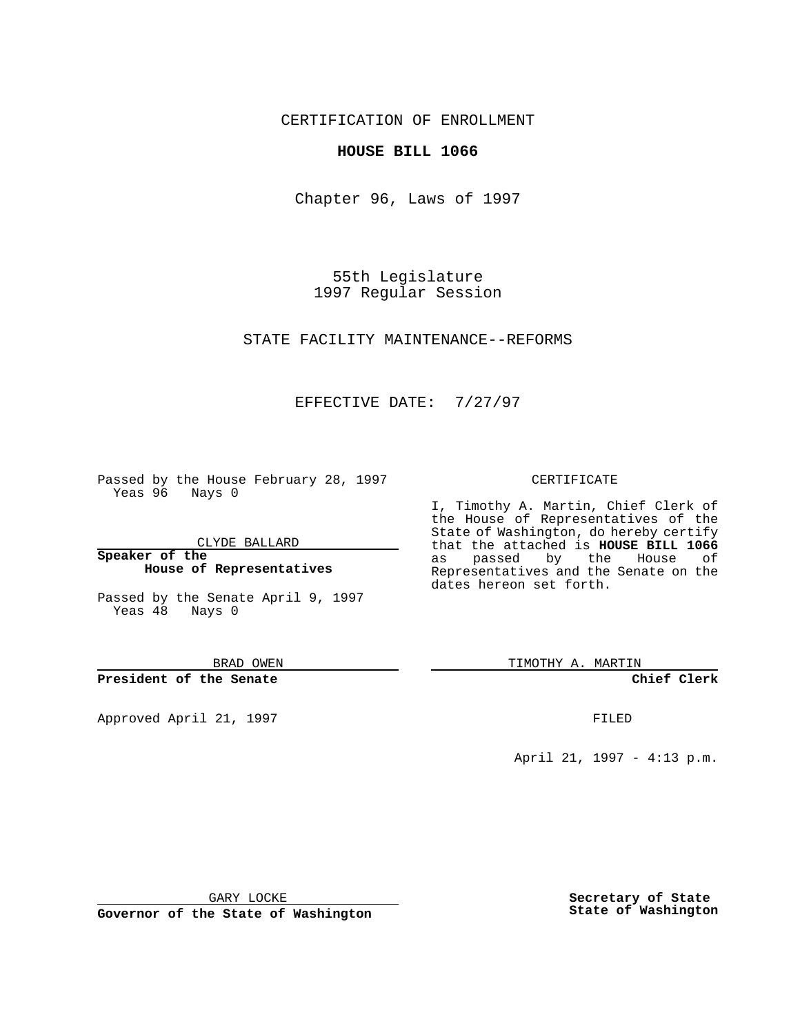CERTIFICATION OF ENROLLMENT

**HOUSE BILL 1066**

Chapter 96, Laws of 1997

55th Legislature
1997 Regular Session

STATE FACILITY MAINTENANCE--REFORMS

EFFECTIVE DATE: 7/27/97

Passed by the House February 28, 1997
Yeas 96 Nays 0

CLYDE BALLARD

**Speaker of the House of Representatives**

Passed by the Senate April 9, 1997
Yeas 48 Nays 0

BRAD OWEN

**President of the Senate**

Approved April 21, 1997

GARY LOCKE

**Governor of the State of Washington**

CERTIFICATE

I, Timothy A. Martin, Chief Clerk of the House of Representatives of the State of Washington, do hereby certify that the attached is **HOUSE BILL 1066** as passed by the House of Representatives and the Senate on the dates hereon set forth.

TIMOTHY A. MARTIN

**Chief Clerk**

FILED

April 21, 1997 - 4:13 p.m.

**Secretary of State**
**State of Washington**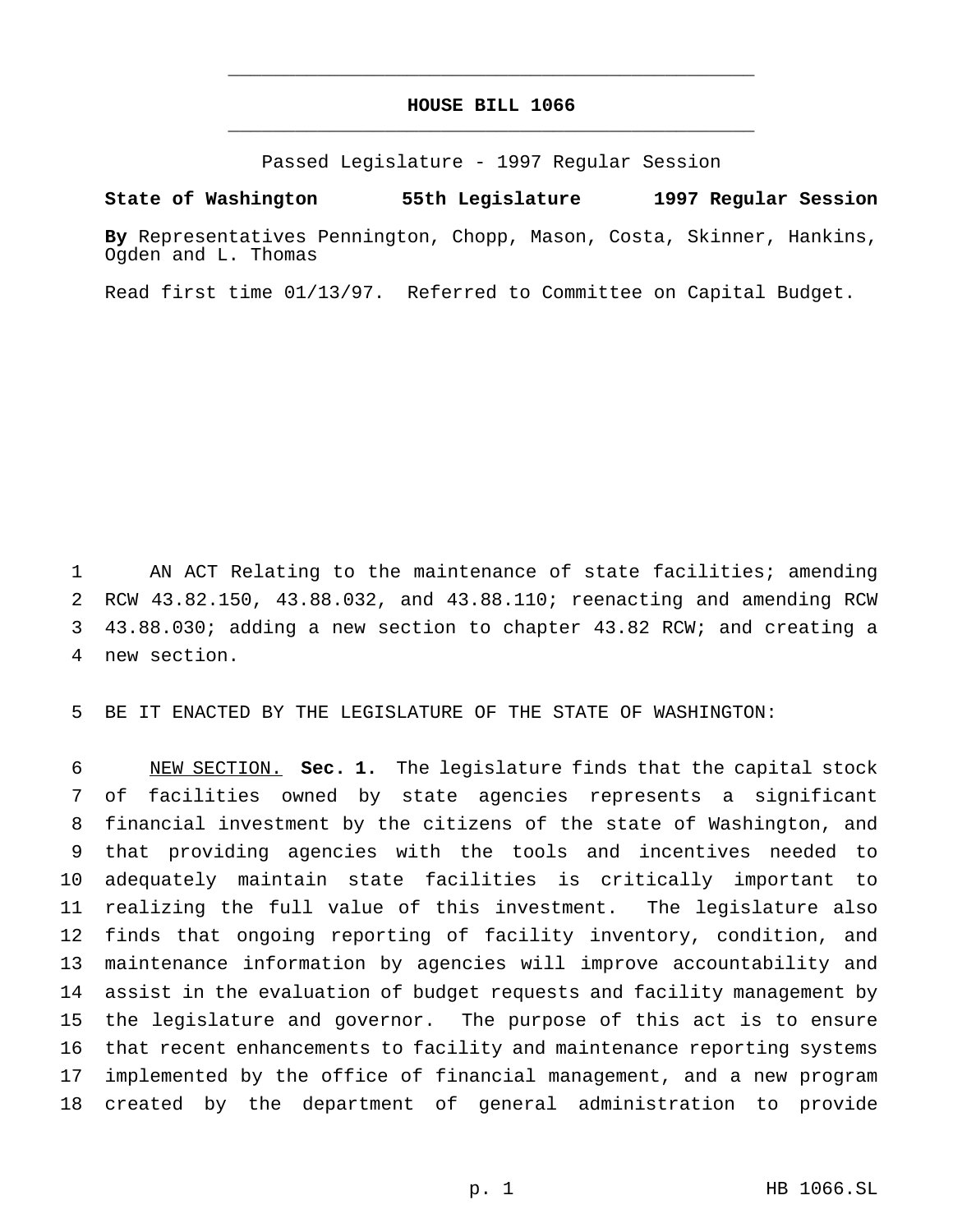# HOUSE BILL 1066

Passed Legislature - 1997 Regular Session

**State of Washington 55th Legislature 1997 Regular Session**

**By** Representatives Pennington, Chopp, Mason, Costa, Skinner, Hankins, Ogden and L. Thomas

Read first time 01/13/97. Referred to Committee on Capital Budget.

1 AN ACT Relating to the maintenance of state facilities; amending 2 RCW 43.82.150, 43.88.032, and 43.88.110; reenacting and amending RCW 3 43.88.030; adding a new section to chapter 43.82 RCW; and creating a 4 new section.

5 BE IT ENACTED BY THE LEGISLATURE OF THE STATE OF WASHINGTON:

6 NEW SECTION. **Sec. 1.** The legislature finds that the capital stock 7 of facilities owned by state agencies represents a significant 8 financial investment by the citizens of the state of Washington, and 9 that providing agencies with the tools and incentives needed to 10 adequately maintain state facilities is critically important to 11 realizing the full value of this investment. The legislature also 12 finds that ongoing reporting of facility inventory, condition, and 13 maintenance information by agencies will improve accountability and 14 assist in the evaluation of budget requests and facility management by 15 the legislature and governor. The purpose of this act is to ensure 16 that recent enhancements to facility and maintenance reporting systems 17 implemented by the office of financial management, and a new program 18 created by the department of general administration to provide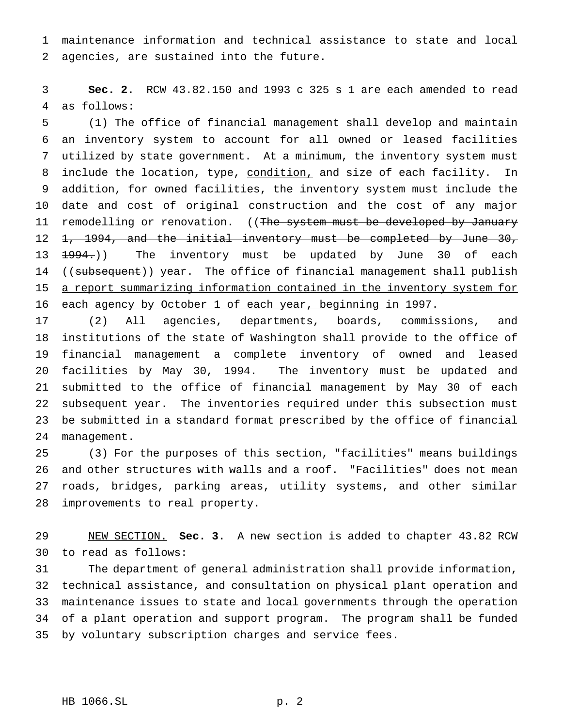maintenance information and technical assistance to state and local agencies, are sustained into the future.

**Sec. 2.** RCW 43.82.150 and 1993 c 325 s 1 are each amended to read as follows:

(1) The office of financial management shall develop and maintain an inventory system to account for all owned or leased facilities utilized by state government. At a minimum, the inventory system must include the location, type, condition, and size of each facility. In addition, for owned facilities, the inventory system must include the date and cost of original construction and the cost of any major remodelling or renovation. ((~~The system must be developed by January 1, 1994, and the initial inventory must be completed by June 30, 1994.~~)) The inventory must be updated by June 30 of each ((~~subsequent~~)) year. The office of financial management shall publish a report summarizing information contained in the inventory system for each agency by October 1 of each year, beginning in 1997.

(2) All agencies, departments, boards, commissions, and institutions of the state of Washington shall provide to the office of financial management a complete inventory of owned and leased facilities by May 30, 1994. The inventory must be updated and submitted to the office of financial management by May 30 of each subsequent year. The inventories required under this subsection must be submitted in a standard format prescribed by the office of financial management.

(3) For the purposes of this section, "facilities" means buildings and other structures with walls and a roof. "Facilities" does not mean roads, bridges, parking areas, utility systems, and other similar improvements to real property.

NEW SECTION. **Sec. 3.** A new section is added to chapter 43.82 RCW to read as follows:

The department of general administration shall provide information, technical assistance, and consultation on physical plant operation and maintenance issues to state and local governments through the operation of a plant operation and support program. The program shall be funded by voluntary subscription charges and service fees.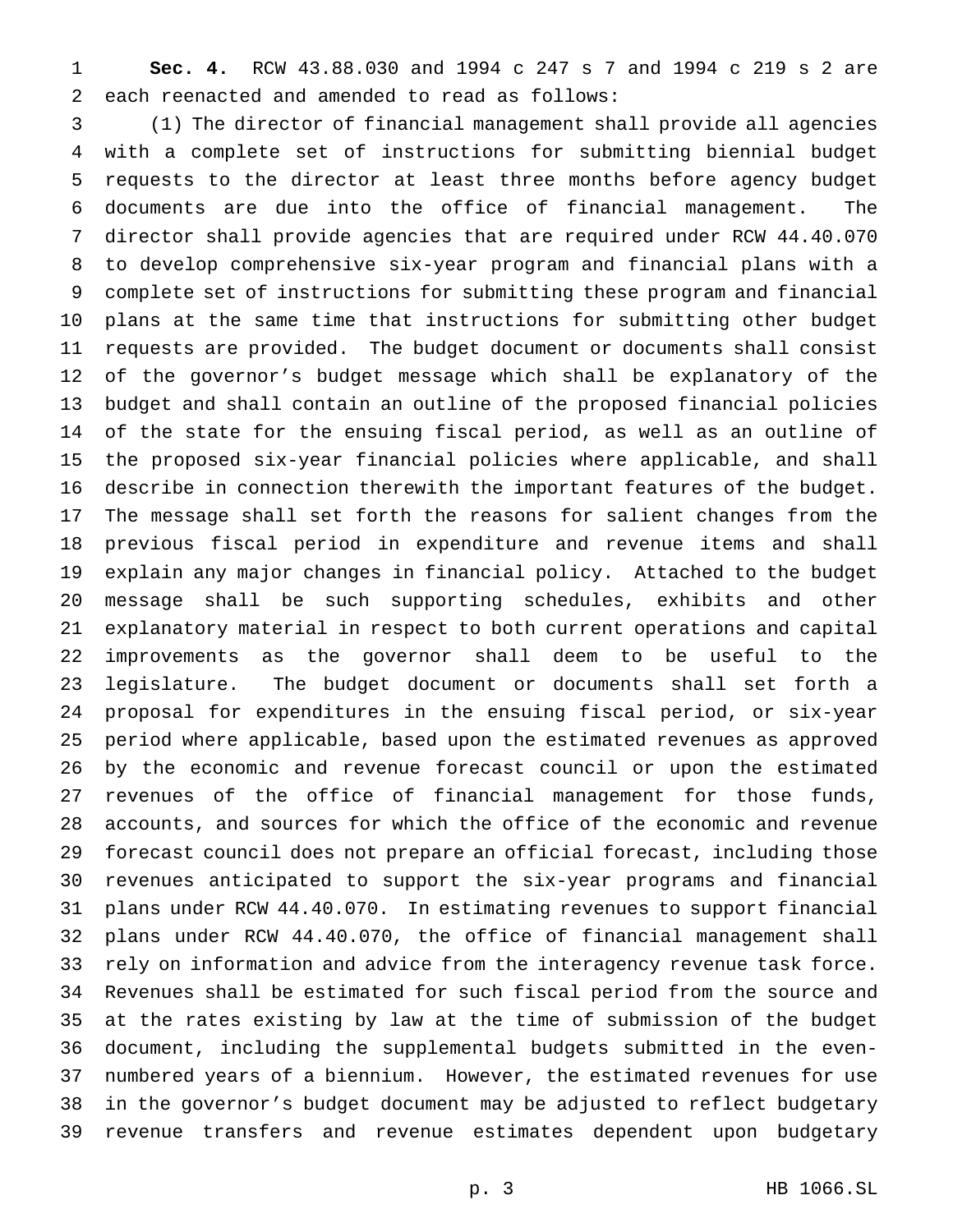**Sec. 4.** RCW 43.88.030 and 1994 c 247 s 7 and 1994 c 219 s 2 are each reenacted and amended to read as follows:

(1) The director of financial management shall provide all agencies with a complete set of instructions for submitting biennial budget requests to the director at least three months before agency budget documents are due into the office of financial management. The director shall provide agencies that are required under RCW 44.40.070 to develop comprehensive six-year program and financial plans with a complete set of instructions for submitting these program and financial plans at the same time that instructions for submitting other budget requests are provided. The budget document or documents shall consist of the governor's budget message which shall be explanatory of the budget and shall contain an outline of the proposed financial policies of the state for the ensuing fiscal period, as well as an outline of the proposed six-year financial policies where applicable, and shall describe in connection therewith the important features of the budget. The message shall set forth the reasons for salient changes from the previous fiscal period in expenditure and revenue items and shall explain any major changes in financial policy. Attached to the budget message shall be such supporting schedules, exhibits and other explanatory material in respect to both current operations and capital improvements as the governor shall deem to be useful to the legislature. The budget document or documents shall set forth a proposal for expenditures in the ensuing fiscal period, or six-year period where applicable, based upon the estimated revenues as approved by the economic and revenue forecast council or upon the estimated revenues of the office of financial management for those funds, accounts, and sources for which the office of the economic and revenue forecast council does not prepare an official forecast, including those revenues anticipated to support the six-year programs and financial plans under RCW 44.40.070. In estimating revenues to support financial plans under RCW 44.40.070, the office of financial management shall rely on information and advice from the interagency revenue task force. Revenues shall be estimated for such fiscal period from the source and at the rates existing by law at the time of submission of the budget document, including the supplemental budgets submitted in the even-numbered years of a biennium. However, the estimated revenues for use in the governor's budget document may be adjusted to reflect budgetary revenue transfers and revenue estimates dependent upon budgetary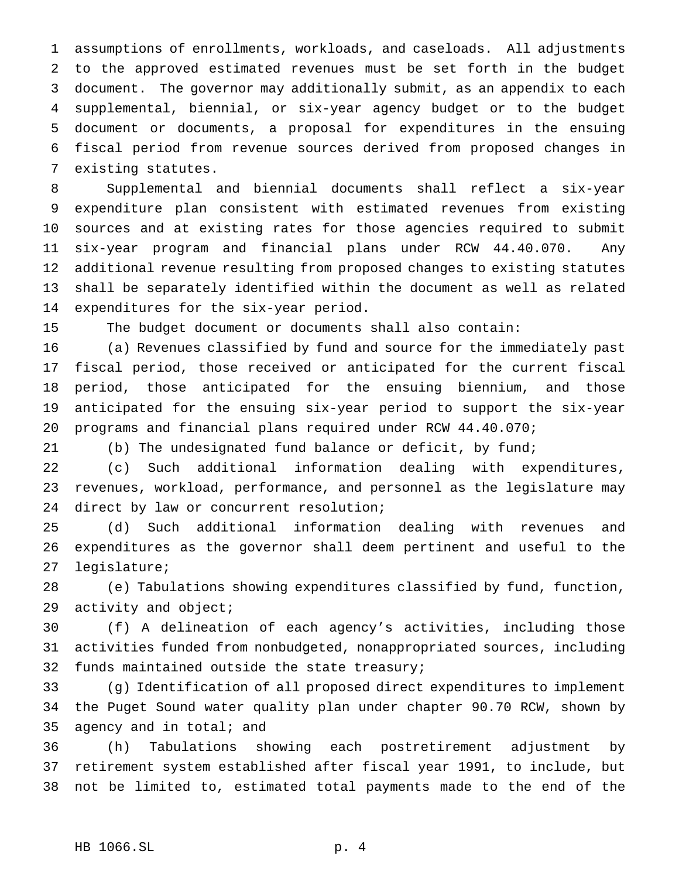assumptions of enrollments, workloads, and caseloads. All adjustments to the approved estimated revenues must be set forth in the budget document. The governor may additionally submit, as an appendix to each supplemental, biennial, or six-year agency budget or to the budget document or documents, a proposal for expenditures in the ensuing fiscal period from revenue sources derived from proposed changes in existing statutes.

Supplemental and biennial documents shall reflect a six-year expenditure plan consistent with estimated revenues from existing sources and at existing rates for those agencies required to submit six-year program and financial plans under RCW 44.40.070. Any additional revenue resulting from proposed changes to existing statutes shall be separately identified within the document as well as related expenditures for the six-year period.

The budget document or documents shall also contain:

(a) Revenues classified by fund and source for the immediately past fiscal period, those received or anticipated for the current fiscal period, those anticipated for the ensuing biennium, and those anticipated for the ensuing six-year period to support the six-year programs and financial plans required under RCW 44.40.070;

(b) The undesignated fund balance or deficit, by fund;

(c) Such additional information dealing with expenditures, revenues, workload, performance, and personnel as the legislature may direct by law or concurrent resolution;

(d) Such additional information dealing with revenues and expenditures as the governor shall deem pertinent and useful to the legislature;

(e) Tabulations showing expenditures classified by fund, function, activity and object;

(f) A delineation of each agency's activities, including those activities funded from nonbudgeted, nonappropriated sources, including funds maintained outside the state treasury;

(g) Identification of all proposed direct expenditures to implement the Puget Sound water quality plan under chapter 90.70 RCW, shown by agency and in total; and

(h) Tabulations showing each postretirement adjustment by retirement system established after fiscal year 1991, to include, but not be limited to, estimated total payments made to the end of the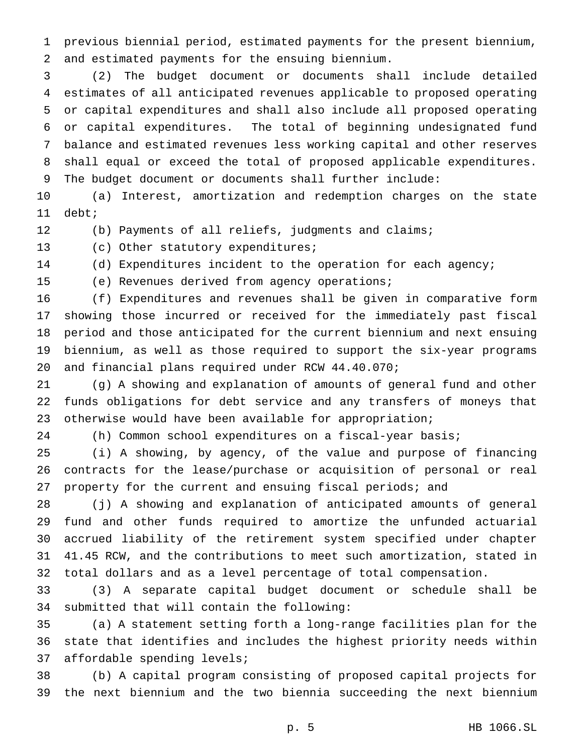previous biennial period, estimated payments for the present biennium, and estimated payments for the ensuing biennium.

(2) The budget document or documents shall include detailed estimates of all anticipated revenues applicable to proposed operating or capital expenditures and shall also include all proposed operating or capital expenditures. The total of beginning undesignated fund balance and estimated revenues less working capital and other reserves shall equal or exceed the total of proposed applicable expenditures. The budget document or documents shall further include:

(a) Interest, amortization and redemption charges on the state debt;

(b) Payments of all reliefs, judgments and claims;

(c) Other statutory expenditures;

(d) Expenditures incident to the operation for each agency;

(e) Revenues derived from agency operations;

(f) Expenditures and revenues shall be given in comparative form showing those incurred or received for the immediately past fiscal period and those anticipated for the current biennium and next ensuing biennium, as well as those required to support the six-year programs and financial plans required under RCW 44.40.070;

(g) A showing and explanation of amounts of general fund and other funds obligations for debt service and any transfers of moneys that otherwise would have been available for appropriation;

(h) Common school expenditures on a fiscal-year basis;

(i) A showing, by agency, of the value and purpose of financing contracts for the lease/purchase or acquisition of personal or real property for the current and ensuing fiscal periods; and

(j) A showing and explanation of anticipated amounts of general fund and other funds required to amortize the unfunded actuarial accrued liability of the retirement system specified under chapter 41.45 RCW, and the contributions to meet such amortization, stated in total dollars and as a level percentage of total compensation.

(3) A separate capital budget document or schedule shall be submitted that will contain the following:

(a) A statement setting forth a long-range facilities plan for the state that identifies and includes the highest priority needs within affordable spending levels;

(b) A capital program consisting of proposed capital projects for the next biennium and the two biennia succeeding the next biennium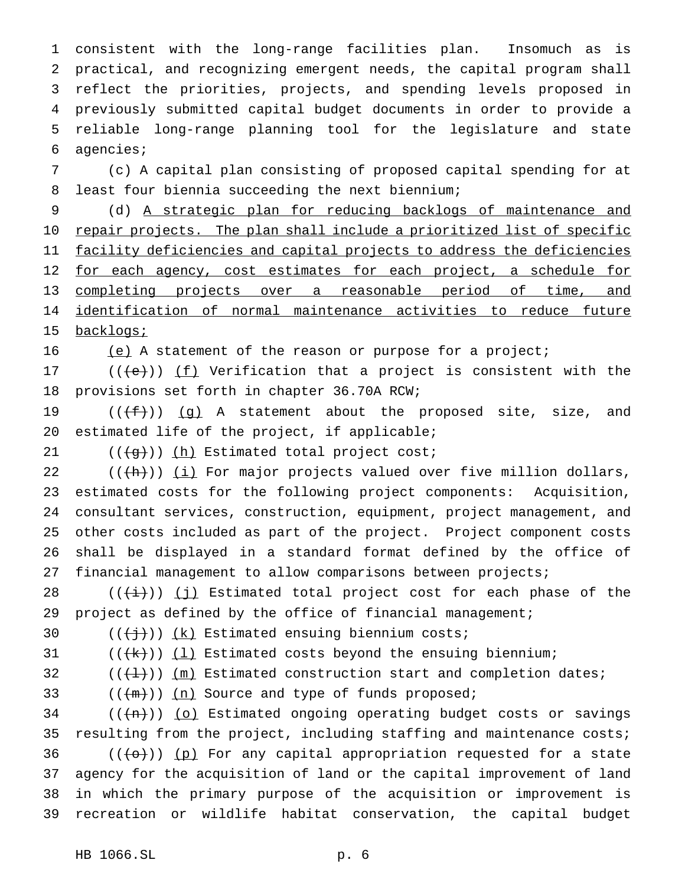consistent with the long-range facilities plan. Insomuch as is practical, and recognizing emergent needs, the capital program shall reflect the priorities, projects, and spending levels proposed in previously submitted capital budget documents in order to provide a reliable long-range planning tool for the legislature and state agencies;

(c) A capital plan consisting of proposed capital spending for at least four biennia succeeding the next biennium;

(d) <u>A strategic plan for reducing backlogs of maintenance and repair projects. The plan shall include a prioritized list of specific facility deficiencies and capital projects to address the deficiencies for each agency, cost estimates for each project, a schedule for completing projects over a reasonable period of time, and identification of normal maintenance activities to reduce future backlogs;</u>

<u>(e)</u> A statement of the reason or purpose for a project;

((~~(e)~~)) <u>(f)</u> Verification that a project is consistent with the provisions set forth in chapter 36.70A RCW;

((~~(f)~~)) <u>(g)</u> A statement about the proposed site, size, and estimated life of the project, if applicable;

((~~(g)~~)) <u>(h)</u> Estimated total project cost;

((~~(h)~~)) <u>(i)</u> For major projects valued over five million dollars, estimated costs for the following project components: Acquisition, consultant services, construction, equipment, project management, and other costs included as part of the project. Project component costs shall be displayed in a standard format defined by the office of financial management to allow comparisons between projects;

((~~(i)~~)) <u>(j)</u> Estimated total project cost for each phase of the project as defined by the office of financial management;

((~~(j)~~)) <u>(k)</u> Estimated ensuing biennium costs;

((~~(k)~~)) <u>(l)</u> Estimated costs beyond the ensuing biennium;

((~~(l)~~)) <u>(m)</u> Estimated construction start and completion dates;

((~~(m)~~)) <u>(n)</u> Source and type of funds proposed;

((~~(n)~~)) <u>(o)</u> Estimated ongoing operating budget costs or savings resulting from the project, including staffing and maintenance costs;

((~~(o)~~)) <u>(p)</u> For any capital appropriation requested for a state agency for the acquisition of land or the capital improvement of land in which the primary purpose of the acquisition or improvement is recreation or wildlife habitat conservation, the capital budget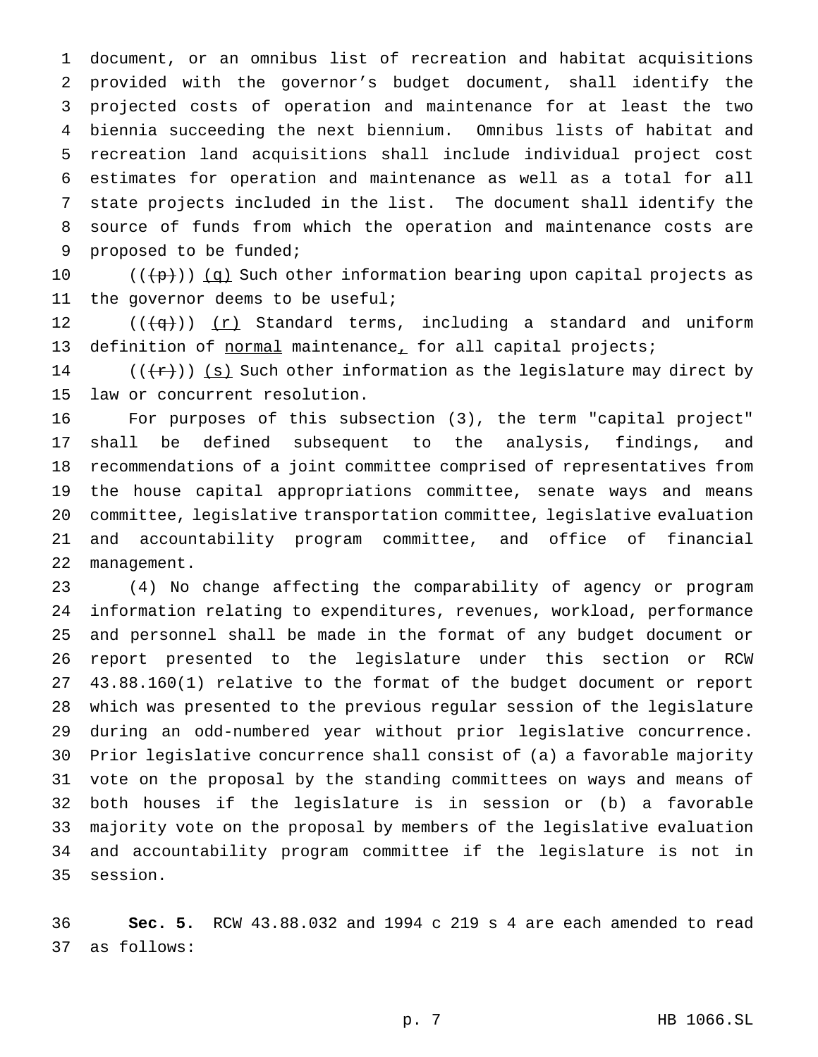document, or an omnibus list of recreation and habitat acquisitions provided with the governor's budget document, shall identify the projected costs of operation and maintenance for at least the two biennia succeeding the next biennium. Omnibus lists of habitat and recreation land acquisitions shall include individual project cost estimates for operation and maintenance as well as a total for all state projects included in the list. The document shall identify the source of funds from which the operation and maintenance costs are proposed to be funded;

~~((~~~~(p)~~~~))~~ (q) Such other information bearing upon capital projects as the governor deems to be useful;

~~((~~~~(q)~~~~))~~ (r) Standard terms, including a standard and uniform definition of normal maintenance, for all capital projects;

~~((~~~~(r)~~~~))~~ (s) Such other information as the legislature may direct by law or concurrent resolution.

For purposes of this subsection (3), the term "capital project" shall be defined subsequent to the analysis, findings, and recommendations of a joint committee comprised of representatives from the house capital appropriations committee, senate ways and means committee, legislative transportation committee, legislative evaluation and accountability program committee, and office of financial management.

(4) No change affecting the comparability of agency or program information relating to expenditures, revenues, workload, performance and personnel shall be made in the format of any budget document or report presented to the legislature under this section or RCW 43.88.160(1) relative to the format of the budget document or report which was presented to the previous regular session of the legislature during an odd-numbered year without prior legislative concurrence. Prior legislative concurrence shall consist of (a) a favorable majority vote on the proposal by the standing committees on ways and means of both houses if the legislature is in session or (b) a favorable majority vote on the proposal by members of the legislative evaluation and accountability program committee if the legislature is not in session.

**Sec. 5.** RCW 43.88.032 and 1994 c 219 s 4 are each amended to read as follows: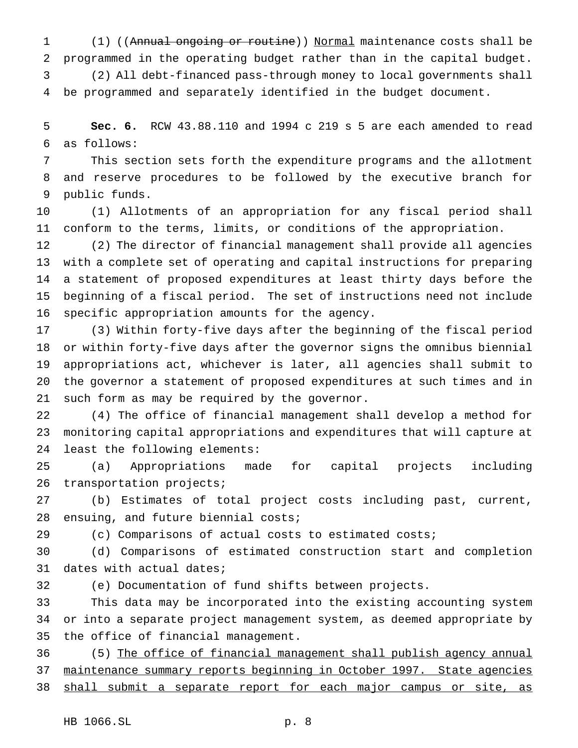(1) ((~~Annual ongoing or routine~~)) <u>Normal</u> maintenance costs shall be programmed in the operating budget rather than in the capital budget.

(2) All debt-financed pass-through money to local governments shall be programmed and separately identified in the budget document.

**Sec. 6.** RCW 43.88.110 and 1994 c 219 s 5 are each amended to read as follows:

This section sets forth the expenditure programs and the allotment and reserve procedures to be followed by the executive branch for public funds.

(1) Allotments of an appropriation for any fiscal period shall conform to the terms, limits, or conditions of the appropriation.

(2) The director of financial management shall provide all agencies with a complete set of operating and capital instructions for preparing a statement of proposed expenditures at least thirty days before the beginning of a fiscal period. The set of instructions need not include specific appropriation amounts for the agency.

(3) Within forty-five days after the beginning of the fiscal period or within forty-five days after the governor signs the omnibus biennial appropriations act, whichever is later, all agencies shall submit to the governor a statement of proposed expenditures at such times and in such form as may be required by the governor.

(4) The office of financial management shall develop a method for monitoring capital appropriations and expenditures that will capture at least the following elements:

(a) Appropriations made for capital projects including transportation projects;

(b) Estimates of total project costs including past, current, ensuing, and future biennial costs;

(c) Comparisons of actual costs to estimated costs;

(d) Comparisons of estimated construction start and completion dates with actual dates;

(e) Documentation of fund shifts between projects.

This data may be incorporated into the existing accounting system or into a separate project management system, as deemed appropriate by the office of financial management.

(5) <u>The office of financial management shall publish agency annual maintenance summary reports beginning in October 1997. State agencies shall submit a separate report for each major campus or site, as</u>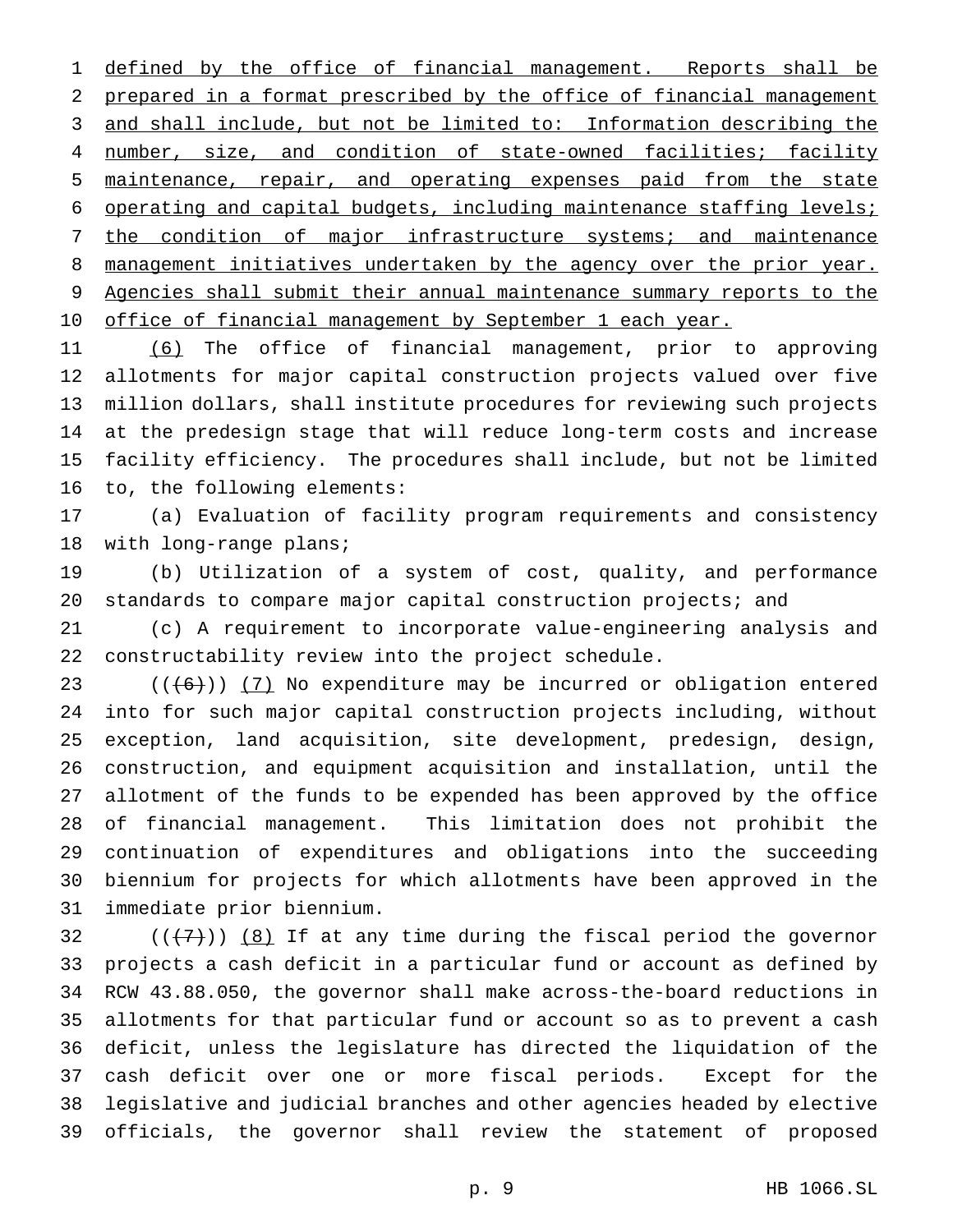defined by the office of financial management. Reports shall be prepared in a format prescribed by the office of financial management and shall include, but not be limited to: Information describing the number, size, and condition of state-owned facilities; facility maintenance, repair, and operating expenses paid from the state operating and capital budgets, including maintenance staffing levels; the condition of major infrastructure systems; and maintenance management initiatives undertaken by the agency over the prior year. Agencies shall submit their annual maintenance summary reports to the office of financial management by September 1 each year.

(6) The office of financial management, prior to approving allotments for major capital construction projects valued over five million dollars, shall institute procedures for reviewing such projects at the predesign stage that will reduce long-term costs and increase facility efficiency. The procedures shall include, but not be limited to, the following elements:

(a) Evaluation of facility program requirements and consistency with long-range plans;

(b) Utilization of a system of cost, quality, and performance standards to compare major capital construction projects; and

(c) A requirement to incorporate value-engineering analysis and constructability review into the project schedule.

(((6))) (7) No expenditure may be incurred or obligation entered into for such major capital construction projects including, without exception, land acquisition, site development, predesign, design, construction, and equipment acquisition and installation, until the allotment of the funds to be expended has been approved by the office of financial management. This limitation does not prohibit the continuation of expenditures and obligations into the succeeding biennium for projects for which allotments have been approved in the immediate prior biennium.

(((7))) (8) If at any time during the fiscal period the governor projects a cash deficit in a particular fund or account as defined by RCW 43.88.050, the governor shall make across-the-board reductions in allotments for that particular fund or account so as to prevent a cash deficit, unless the legislature has directed the liquidation of the cash deficit over one or more fiscal periods. Except for the legislative and judicial branches and other agencies headed by elective officials, the governor shall review the statement of proposed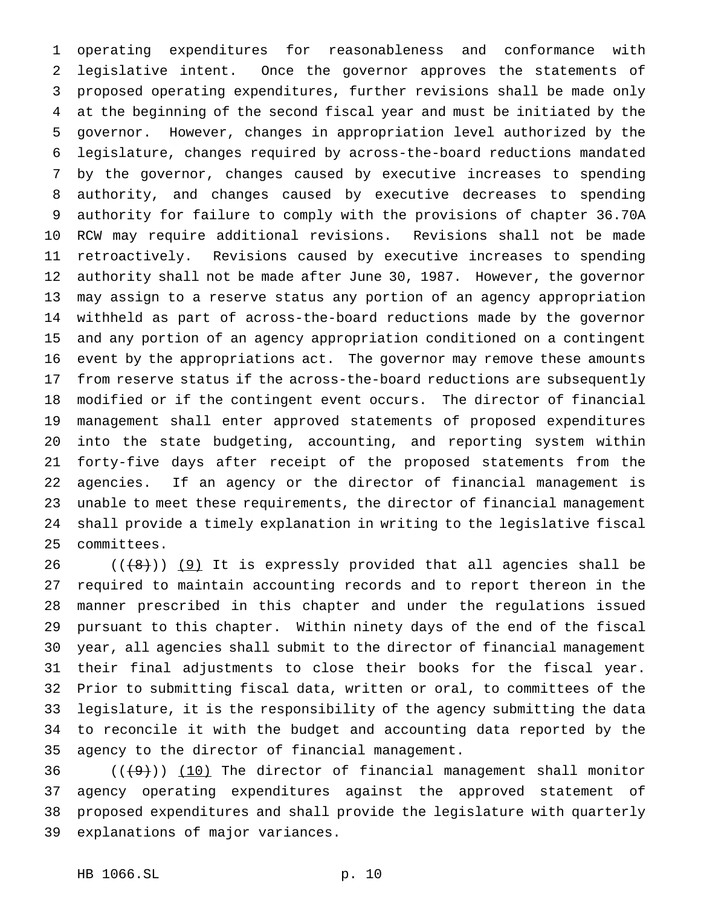operating expenditures for reasonableness and conformance with legislative intent. Once the governor approves the statements of proposed operating expenditures, further revisions shall be made only at the beginning of the second fiscal year and must be initiated by the governor. However, changes in appropriation level authorized by the legislature, changes required by across-the-board reductions mandated by the governor, changes caused by executive increases to spending authority, and changes caused by executive decreases to spending authority for failure to comply with the provisions of chapter 36.70A RCW may require additional revisions. Revisions shall not be made retroactively. Revisions caused by executive increases to spending authority shall not be made after June 30, 1987. However, the governor may assign to a reserve status any portion of an agency appropriation withheld as part of across-the-board reductions made by the governor and any portion of an agency appropriation conditioned on a contingent event by the appropriations act. The governor may remove these amounts from reserve status if the across-the-board reductions are subsequently modified or if the contingent event occurs. The director of financial management shall enter approved statements of proposed expenditures into the state budgeting, accounting, and reporting system within forty-five days after receipt of the proposed statements from the agencies. If an agency or the director of financial management is unable to meet these requirements, the director of financial management shall provide a timely explanation in writing to the legislative fiscal committees.

((~~(8)~~)) (9) It is expressly provided that all agencies shall be required to maintain accounting records and to report thereon in the manner prescribed in this chapter and under the regulations issued pursuant to this chapter. Within ninety days of the end of the fiscal year, all agencies shall submit to the director of financial management their final adjustments to close their books for the fiscal year. Prior to submitting fiscal data, written or oral, to committees of the legislature, it is the responsibility of the agency submitting the data to reconcile it with the budget and accounting data reported by the agency to the director of financial management.

((~~(9)~~)) (10) The director of financial management shall monitor agency operating expenditures against the approved statement of proposed expenditures and shall provide the legislature with quarterly explanations of major variances.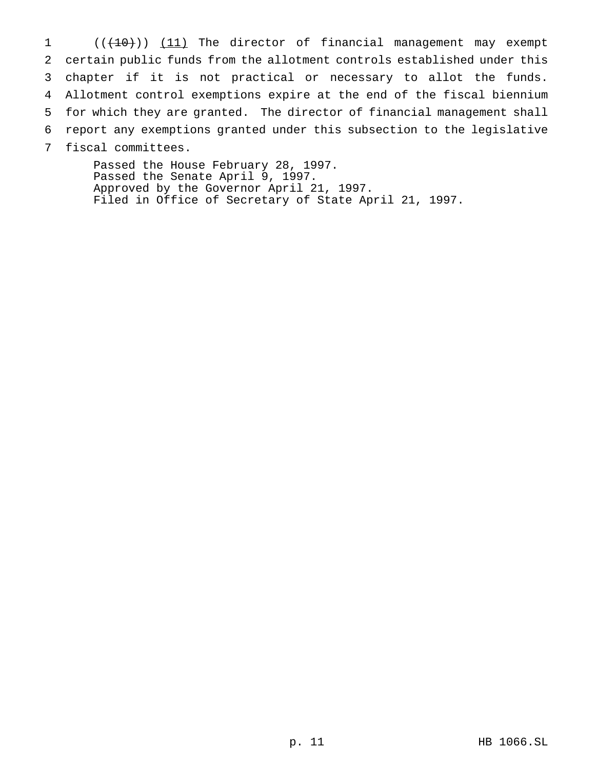(( ~~(10)~~ )) <u>(11)</u> The director of financial management may exempt certain public funds from the allotment controls established under this chapter if it is not practical or necessary to allot the funds. Allotment control exemptions expire at the end of the fiscal biennium for which they are granted. The director of financial management shall report any exemptions granted under this subsection to the legislative fiscal committees.

Passed the House February 28, 1997.
Passed the Senate April 9, 1997.
Approved by the Governor April 21, 1997.
Filed in Office of Secretary of State April 21, 1997.